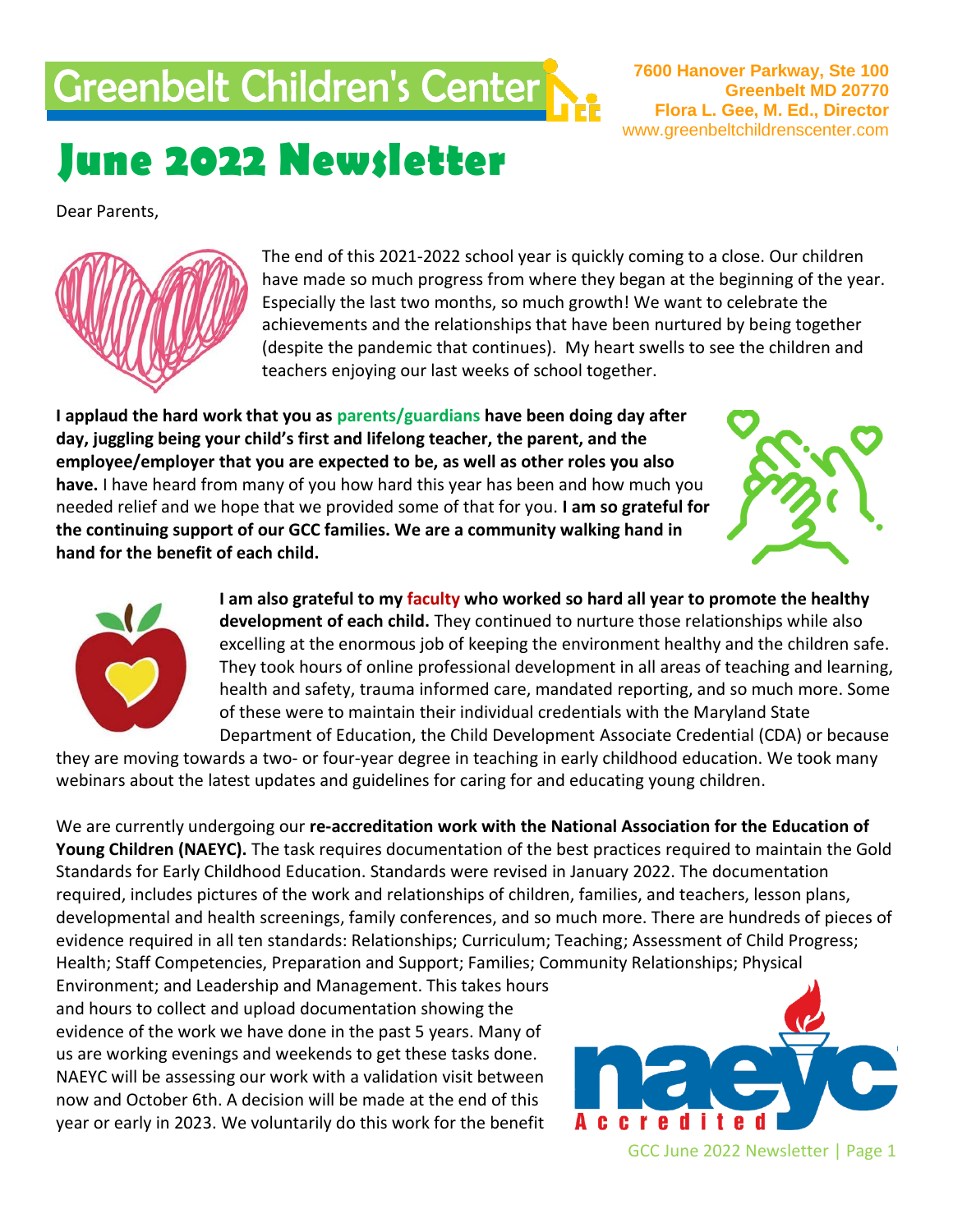Greenbelt Children's Center

7600 Hanover Parkway, Ste 100
Greenbelt MD 20770
Flora L. Gee, M. Ed., Director
www.greenbeltchildrenscenter.com

# June 2022 Newsletter

Dear Parents,

The end of this 2021-2022 school year is quickly coming to a close. Our children have made so much progress from where they began at the beginning of the year. Especially the last two months, so much growth! We want to celebrate the achievements and the relationships that have been nurtured by being together (despite the pandemic that continues). My heart swells to see the children and teachers enjoying our last weeks of school together.

**I applaud the hard work that you as parents/guardians have been doing day after day, juggling being your child's first and lifelong teacher, the parent, and the employee/employer that you are expected to be, as well as other roles you also have.** I have heard from many of you how hard this year has been and how much you needed relief and we hope that we provided some of that for you. **I am so grateful for the continuing support of our GCC families. We are a community walking hand in hand for the benefit of each child.**

**I am also grateful to my faculty who worked so hard all year to promote the healthy development of each child.** They continued to nurture those relationships while also excelling at the enormous job of keeping the environment healthy and the children safe. They took hours of online professional development in all areas of teaching and learning, health and safety, trauma informed care, mandated reporting, and so much more. Some of these were to maintain their individual credentials with the Maryland State Department of Education, the Child Development Associate Credential (CDA) or because they are moving towards a two- or four-year degree in teaching in early childhood education. We took many webinars about the latest updates and guidelines for caring for and educating young children.

We are currently undergoing our **re-accreditation work with the National Association for the Education of Young Children (NAEYC).** The task requires documentation of the best practices required to maintain the Gold Standards for Early Childhood Education. Standards were revised in January 2022. The documentation required, includes pictures of the work and relationships of children, families, and teachers, lesson plans, developmental and health screenings, family conferences, and so much more. There are hundreds of pieces of evidence required in all ten standards: Relationships; Curriculum; Teaching; Assessment of Child Progress; Health; Staff Competencies, Preparation and Support; Families; Community Relationships; Physical Environment; and Leadership and Management. This takes hours and hours to collect and upload documentation showing the evidence of the work we have done in the past 5 years. Many of us are working evenings and weekends to get these tasks done. NAEYC will be assessing our work with a validation visit between now and October 6th. A decision will be made at the end of this year or early in 2023. We voluntarily do this work for the benefit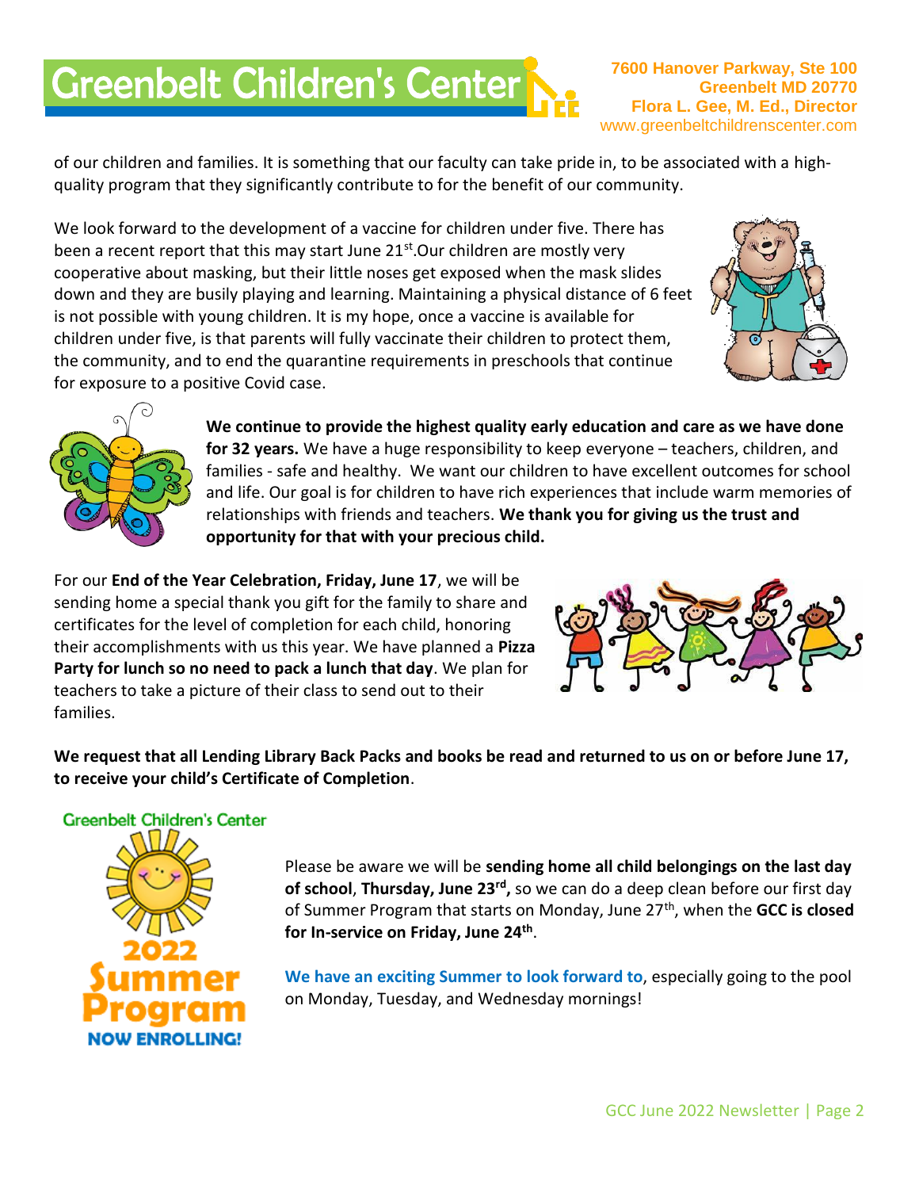of our children and families. It is something that our faculty can take pride in, to be associated with a high-quality program that they significantly contribute to for the benefit of our community.

We look forward to the development of a vaccine for children under five. There has been a recent report that this may start June 21st.Our children are mostly very cooperative about masking, but their little noses get exposed when the mask slides down and they are busily playing and learning. Maintaining a physical distance of 6 feet is not possible with young children. It is my hope, once a vaccine is available for children under five, is that parents will fully vaccinate their children to protect them, the community, and to end the quarantine requirements in preschools that continue for exposure to a positive Covid case.

**We continue to provide the highest quality early education and care as we have done for 32 years.** We have a huge responsibility to keep everyone – teachers, children, and families - safe and healthy. We want our children to have excellent outcomes for school and life. Our goal is for children to have rich experiences that include warm memories of relationships with friends and teachers. **We thank you for giving us the trust and opportunity for that with your precious child.**

For our **End of the Year Celebration, Friday, June 17**, we will be sending home a special thank you gift for the family to share and certificates for the level of completion for each child, honoring their accomplishments with us this year. We have planned a **Pizza Party for lunch so no need to pack a lunch that day**. We plan for teachers to take a picture of their class to send out to their families.

**We request that all Lending Library Back Packs and books be read and returned to us on or before June 17, to receive your child's Certificate of Completion**.

Greenbelt Children's Center
2022 Summer Program
NOW ENROLLING!

Please be aware we will be **sending home all child belongings on the last day of school**, **Thursday, June 23rd,** so we can do a deep clean before our first day of Summer Program that starts on Monday, June 27th, when the **GCC is closed for In-service on Friday, June 24th**.

**We have an exciting Summer to look forward to**, especially going to the pool on Monday, Tuesday, and Wednesday mornings!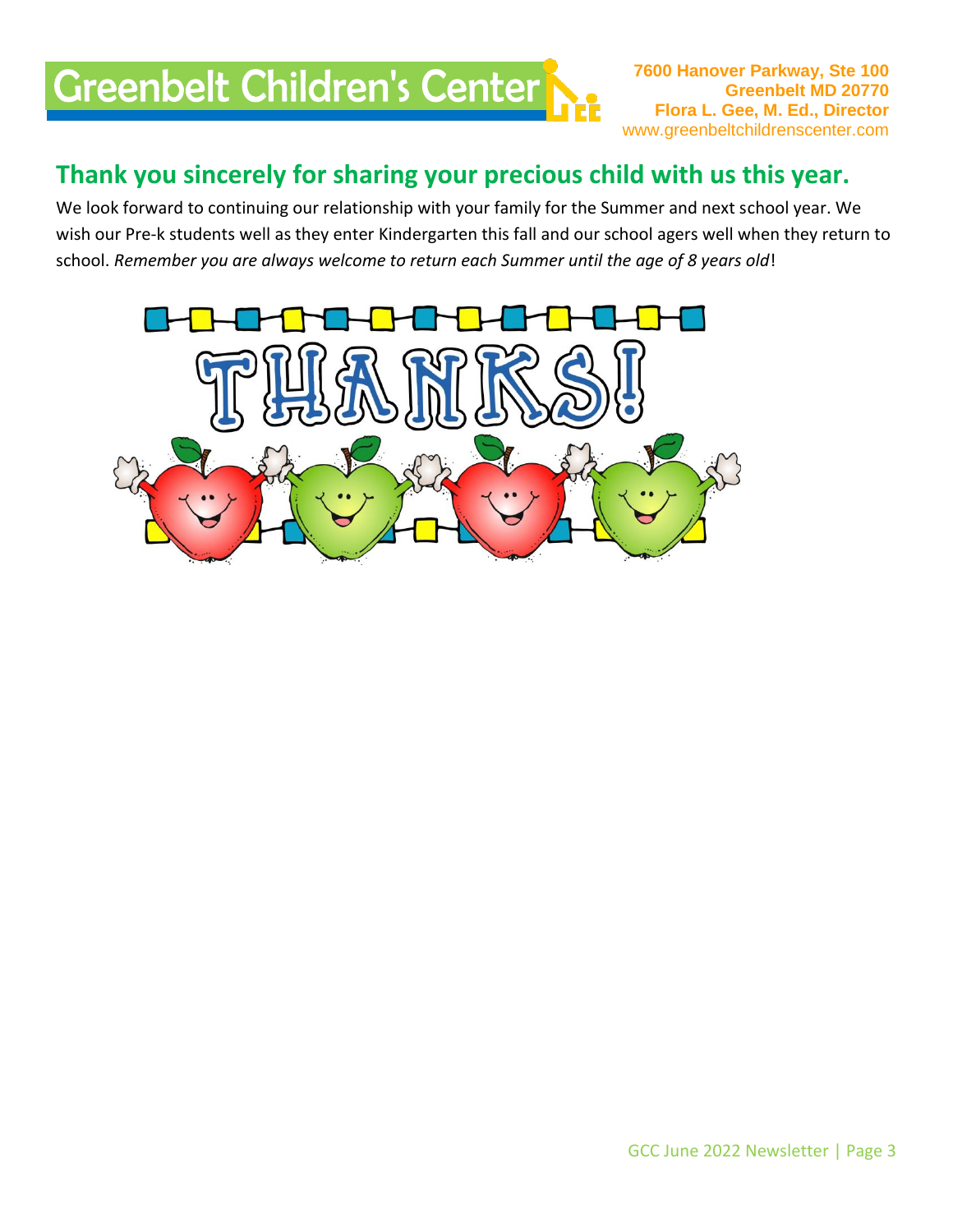Greenbelt Children's Center

**7600 Hanover Parkway, Ste 100**
**Greenbelt MD 20770**
**Flora L. Gee, M. Ed., Director**
www.greenbeltchildrenscenter.com

## Thank you sincerely for sharing your precious child with us this year.

We look forward to continuing our relationship with your family for the Summer and next school year. We wish our Pre-k students well as they enter Kindergarten this fall and our school agers well when they return to school. *Remember you are always welcome to return each Summer until the age of 8 years old*!